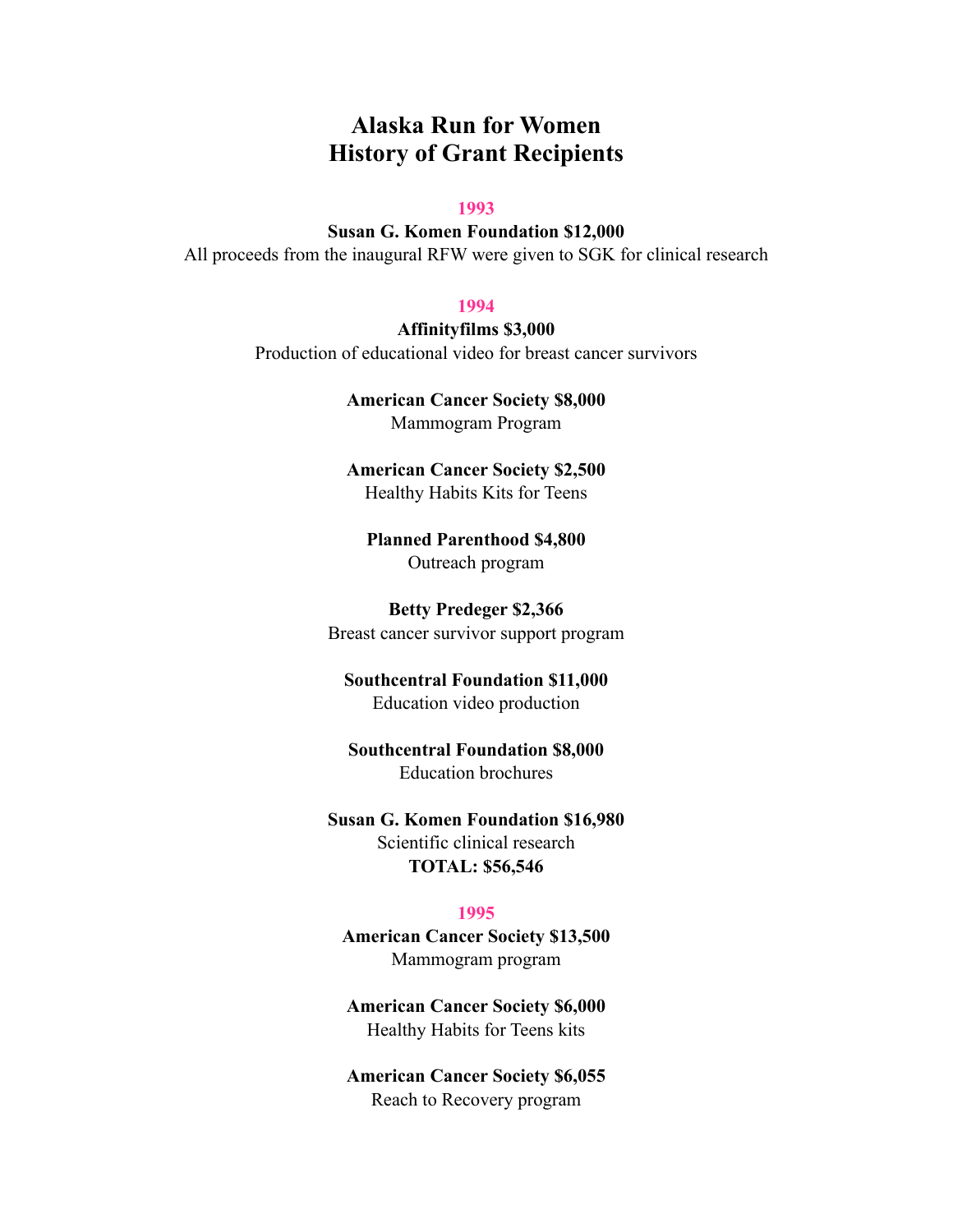# Alaska Run for Women
# History of Grant Recipients

## 1993

**Susan G. Komen Foundation $12,000**
All proceeds from the inaugural RFW were given to SGK for clinical research

## 1994

**Affinityfilms $3,000**
Production of educational video for breast cancer survivors

**American Cancer Society $8,000**
Mammogram Program

**American Cancer Society $2,500**
Healthy Habits Kits for Teens

**Planned Parenthood $4,800**
Outreach program

**Betty Predeger $2,366**
Breast cancer survivor support program

**Southcentral Foundation $11,000**
Education video production

**Southcentral Foundation $8,000**
Education brochures

**Susan G. Komen Foundation $16,980**
Scientific clinical research
**TOTAL: $56,546**

## 1995

**American Cancer Society $13,500**
Mammogram program

**American Cancer Society $6,000**
Healthy Habits for Teens kits

**American Cancer Society $6,055**
Reach to Recovery program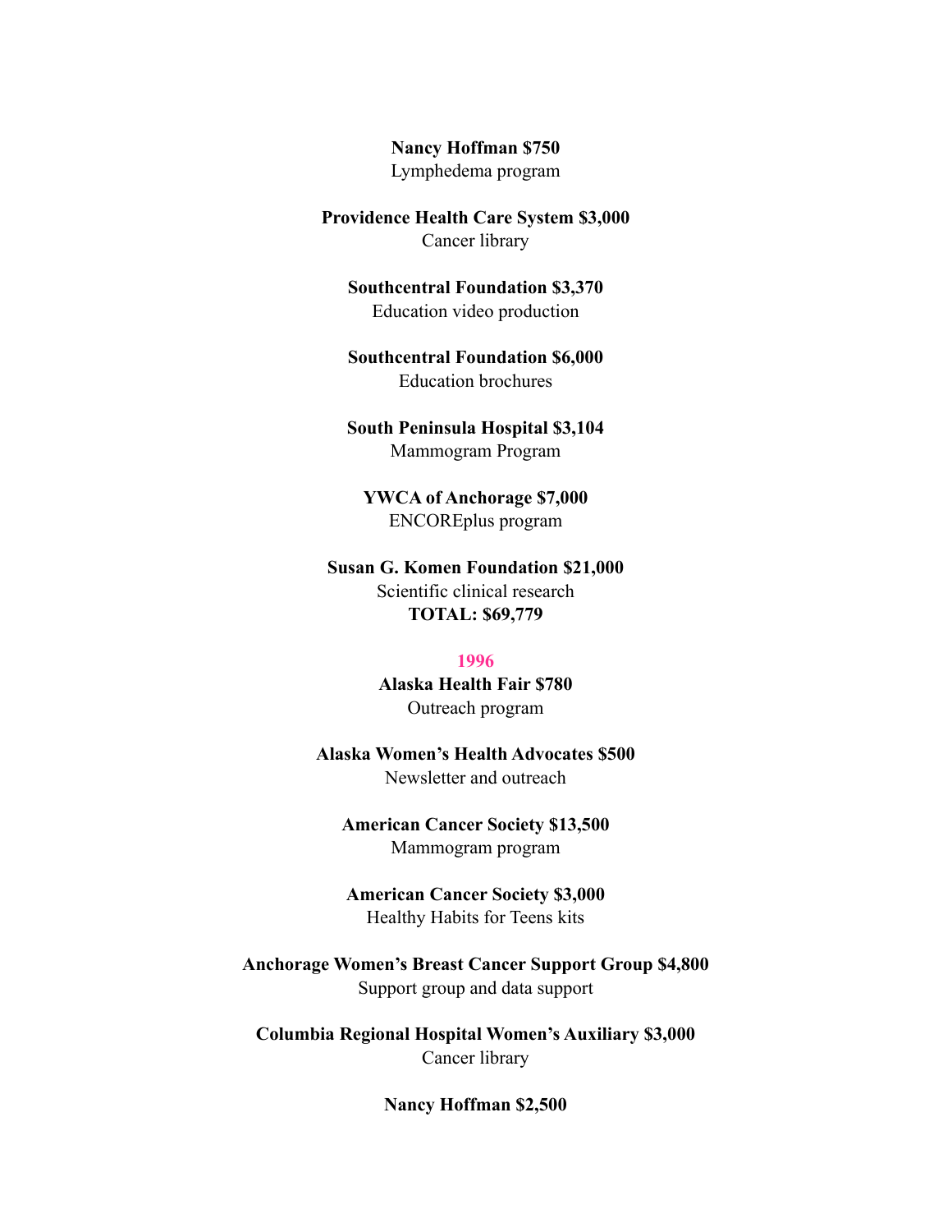**Nancy Hoffman $750**
Lymphedema program

**Providence Health Care System $3,000**
Cancer library

**Southcentral Foundation $3,370**
Education video production

**Southcentral Foundation $6,000**
Education brochures

**South Peninsula Hospital $3,104**
Mammogram Program

**YWCA of Anchorage $7,000**
ENCOREplus program

**Susan G. Komen Foundation $21,000**
Scientific clinical research
**TOTAL: $69,779**

## 1996

**Alaska Health Fair $780**
Outreach program

**Alaska Women's Health Advocates $500**
Newsletter and outreach

**American Cancer Society $13,500**
Mammogram program

**American Cancer Society $3,000**
Healthy Habits for Teens kits

**Anchorage Women's Breast Cancer Support Group $4,800**
Support group and data support

**Columbia Regional Hospital Women's Auxiliary $3,000**
Cancer library

**Nancy Hoffman $2,500**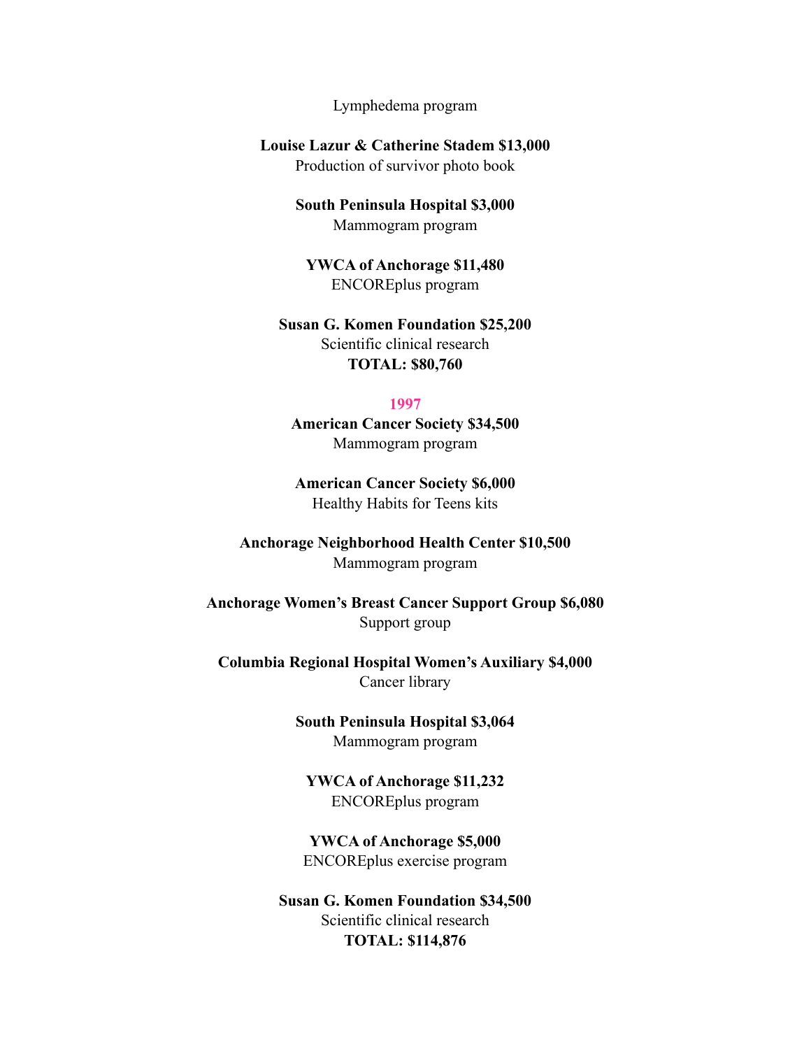Lymphedema program

**Louise Lazur & Catherine Stadem $13,000**
Production of survivor photo book

**South Peninsula Hospital $3,000**
Mammogram program

**YWCA of Anchorage $11,480**
ENCOREplus program

**Susan G. Komen Foundation $25,200**
Scientific clinical research
**TOTAL: $80,760**

## 1997

**American Cancer Society $34,500**
Mammogram program

**American Cancer Society $6,000**
Healthy Habits for Teens kits

**Anchorage Neighborhood Health Center $10,500**
Mammogram program

**Anchorage Women's Breast Cancer Support Group $6,080**
Support group

**Columbia Regional Hospital Women's Auxiliary $4,000**
Cancer library

**South Peninsula Hospital $3,064**
Mammogram program

**YWCA of Anchorage $11,232**
ENCOREplus program

**YWCA of Anchorage $5,000**
ENCOREplus exercise program

**Susan G. Komen Foundation $34,500**
Scientific clinical research
**TOTAL: $114,876**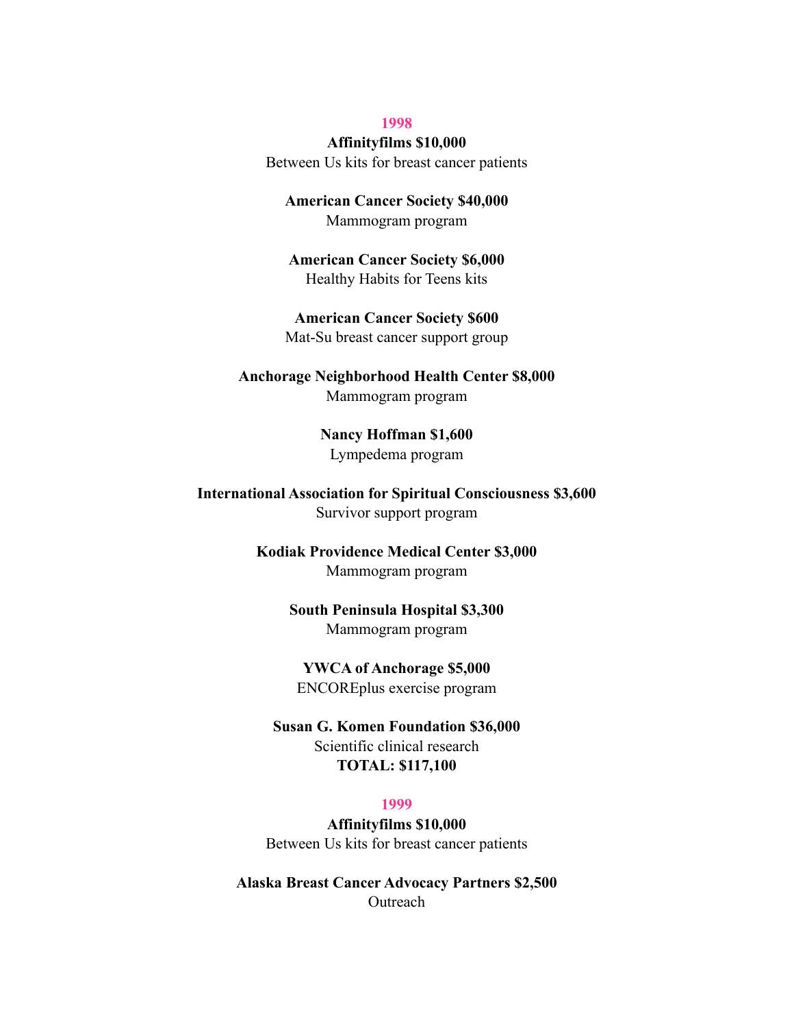## 1998

**Affinityfilms $10,000**
Between Us kits for breast cancer patients

**American Cancer Society $40,000**
Mammogram program

**American Cancer Society $6,000**
Healthy Habits for Teens kits

**American Cancer Society $600**
Mat-Su breast cancer support group

**Anchorage Neighborhood Health Center $8,000**
Mammogram program

**Nancy Hoffman $1,600**
Lympedema program

**International Association for Spiritual Consciousness $3,600**
Survivor support program

**Kodiak Providence Medical Center $3,000**
Mammogram program

**South Peninsula Hospital $3,300**
Mammogram program

**YWCA of Anchorage $5,000**
ENCOREplus exercise program

**Susan G. Komen Foundation $36,000**
Scientific clinical research
**TOTAL: $117,100**

## 1999

**Affinityfilms $10,000**
Between Us kits for breast cancer patients

**Alaska Breast Cancer Advocacy Partners $2,500**
Outreach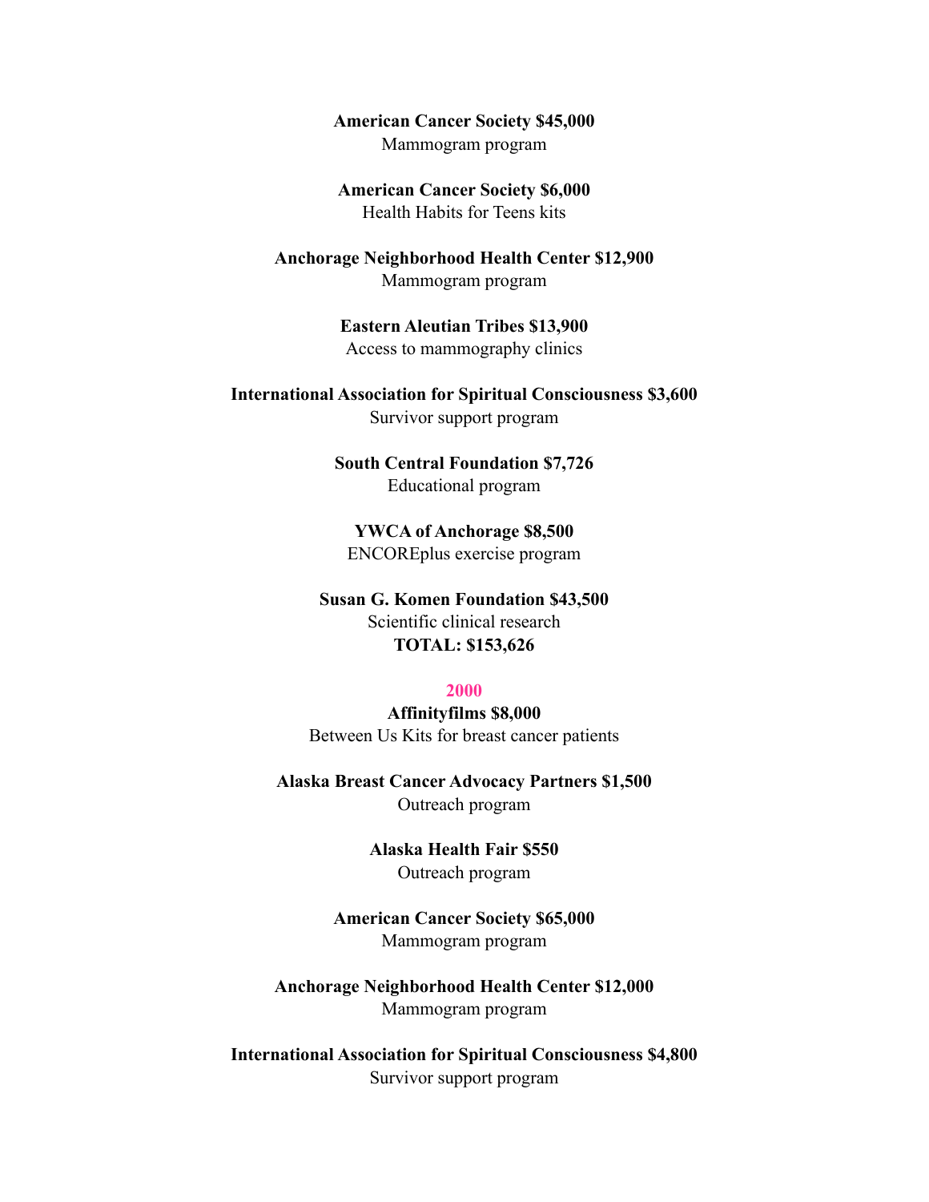**American Cancer Society $45,000**
Mammogram program

**American Cancer Society $6,000**
Health Habits for Teens kits

**Anchorage Neighborhood Health Center $12,900**
Mammogram program

**Eastern Aleutian Tribes $13,900**
Access to mammography clinics

**International Association for Spiritual Consciousness $3,600**
Survivor support program

**South Central Foundation $7,726**
Educational program

**YWCA of Anchorage $8,500**
ENCOREplus exercise program

**Susan G. Komen Foundation $43,500**
Scientific clinical research
**TOTAL: $153,626**

## 2000

**Affinityfilms $8,000**
Between Us Kits for breast cancer patients

**Alaska Breast Cancer Advocacy Partners $1,500**
Outreach program

**Alaska Health Fair $550**
Outreach program

**American Cancer Society $65,000**
Mammogram program

**Anchorage Neighborhood Health Center $12,000**
Mammogram program

**International Association for Spiritual Consciousness $4,800**
Survivor support program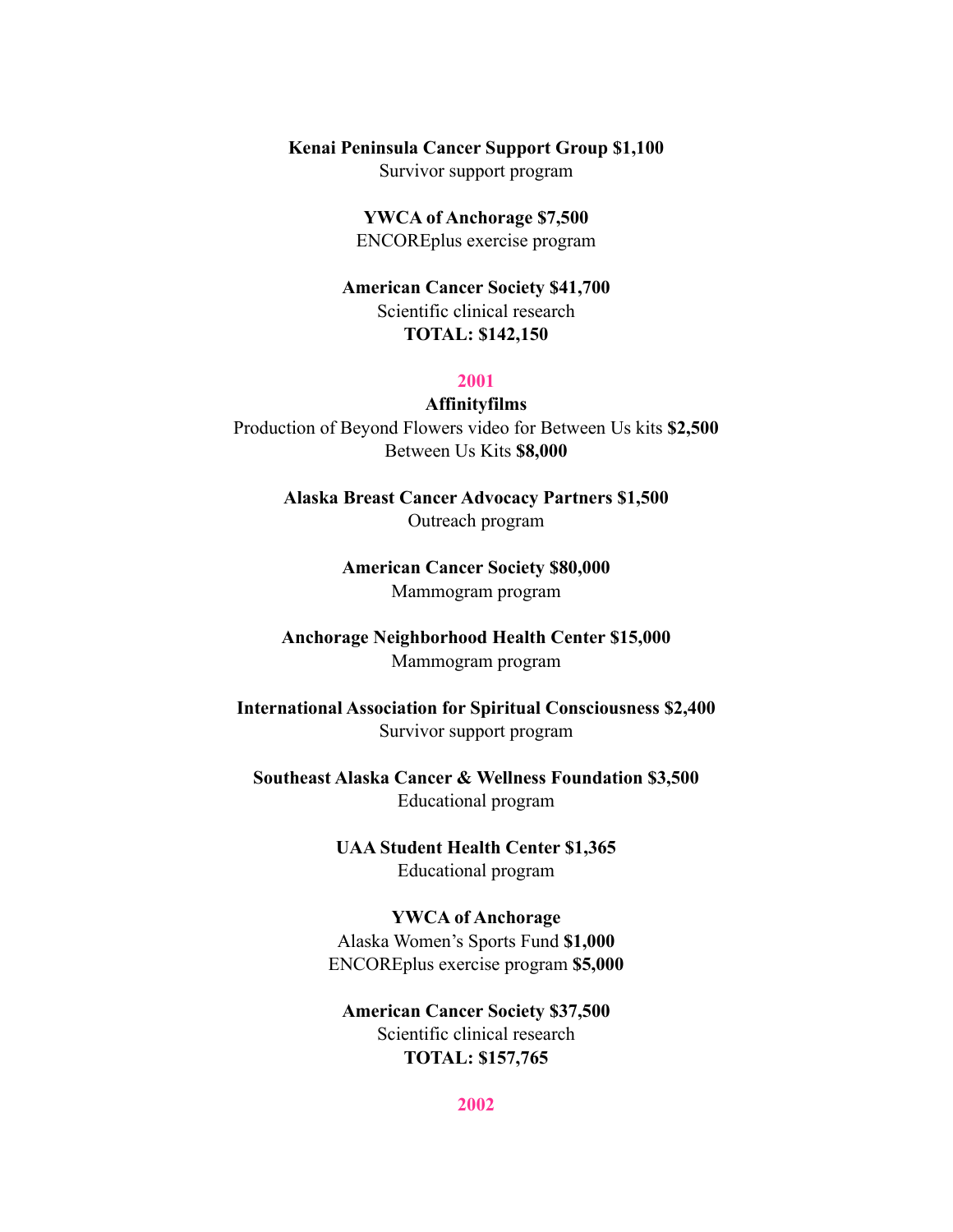**Kenai Peninsula Cancer Support Group $1,100**
Survivor support program

**YWCA of Anchorage $7,500**
ENCOREplus exercise program

**American Cancer Society $41,700**
Scientific clinical research
**TOTAL: $142,150**

## 2001

**Affinityfilms**
Production of Beyond Flowers video for Between Us kits **$2,500**
Between Us Kits **$8,000**

**Alaska Breast Cancer Advocacy Partners $1,500**
Outreach program

**American Cancer Society $80,000**
Mammogram program

**Anchorage Neighborhood Health Center $15,000**
Mammogram program

**International Association for Spiritual Consciousness $2,400**
Survivor support program

**Southeast Alaska Cancer & Wellness Foundation $3,500**
Educational program

**UAA Student Health Center $1,365**
Educational program

**YWCA of Anchorage**
Alaska Women's Sports Fund **$1,000**
ENCOREplus exercise program **$5,000**

**American Cancer Society $37,500**
Scientific clinical research
**TOTAL: $157,765**

## 2002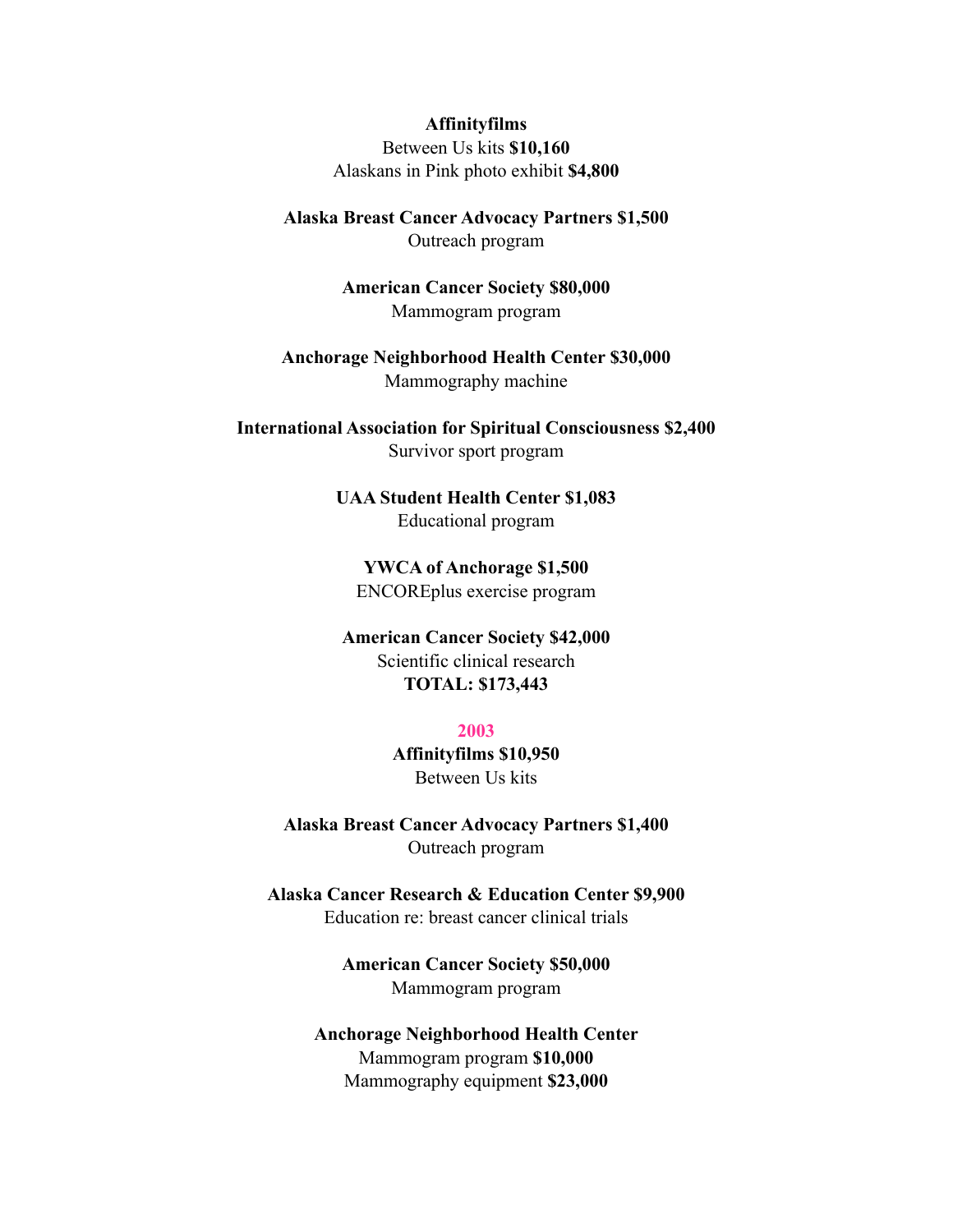**Affinityfilms**
Between Us kits **$10,160**
Alaskans in Pink photo exhibit **$4,800**

**Alaska Breast Cancer Advocacy Partners $1,500**
Outreach program

**American Cancer Society $80,000**
Mammogram program

**Anchorage Neighborhood Health Center $30,000**
Mammography machine

**International Association for Spiritual Consciousness $2,400**
Survivor sport program

**UAA Student Health Center $1,083**
Educational program

**YWCA of Anchorage $1,500**
ENCOREplus exercise program

**American Cancer Society $42,000**
Scientific clinical research
**TOTAL: $173,443**

## 2003

**Affinityfilms $10,950**
Between Us kits

**Alaska Breast Cancer Advocacy Partners $1,400**
Outreach program

**Alaska Cancer Research & Education Center $9,900**
Education re: breast cancer clinical trials

**American Cancer Society $50,000**
Mammogram program

**Anchorage Neighborhood Health Center**
Mammogram program **$10,000**
Mammography equipment **$23,000**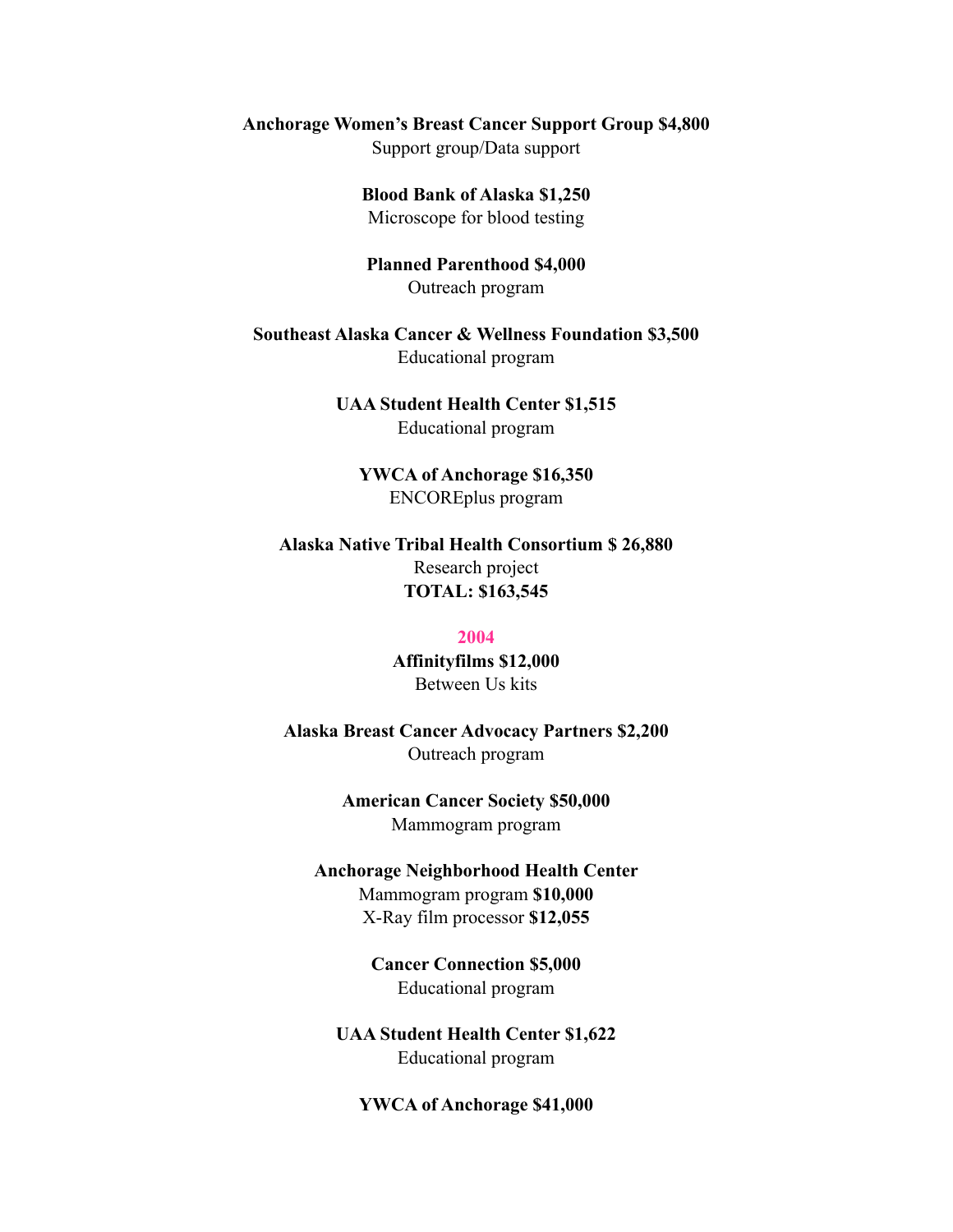**Anchorage Women's Breast Cancer Support Group $4,800**
Support group/Data support

**Blood Bank of Alaska $1,250**
Microscope for blood testing

**Planned Parenthood $4,000**
Outreach program

**Southeast Alaska Cancer & Wellness Foundation $3,500**
Educational program

**UAA Student Health Center $1,515**
Educational program

**YWCA of Anchorage $16,350**
ENCOREplus program

**Alaska Native Tribal Health Consortium $ 26,880**
Research project
**TOTAL: $163,545**

## 2004

**Affinityfilms $12,000**
Between Us kits

**Alaska Breast Cancer Advocacy Partners $2,200**
Outreach program

**American Cancer Society $50,000**
Mammogram program

**Anchorage Neighborhood Health Center**
Mammogram program **$10,000**
X-Ray film processor **$12,055**

**Cancer Connection $5,000**
Educational program

**UAA Student Health Center $1,622**
Educational program

**YWCA of Anchorage $41,000**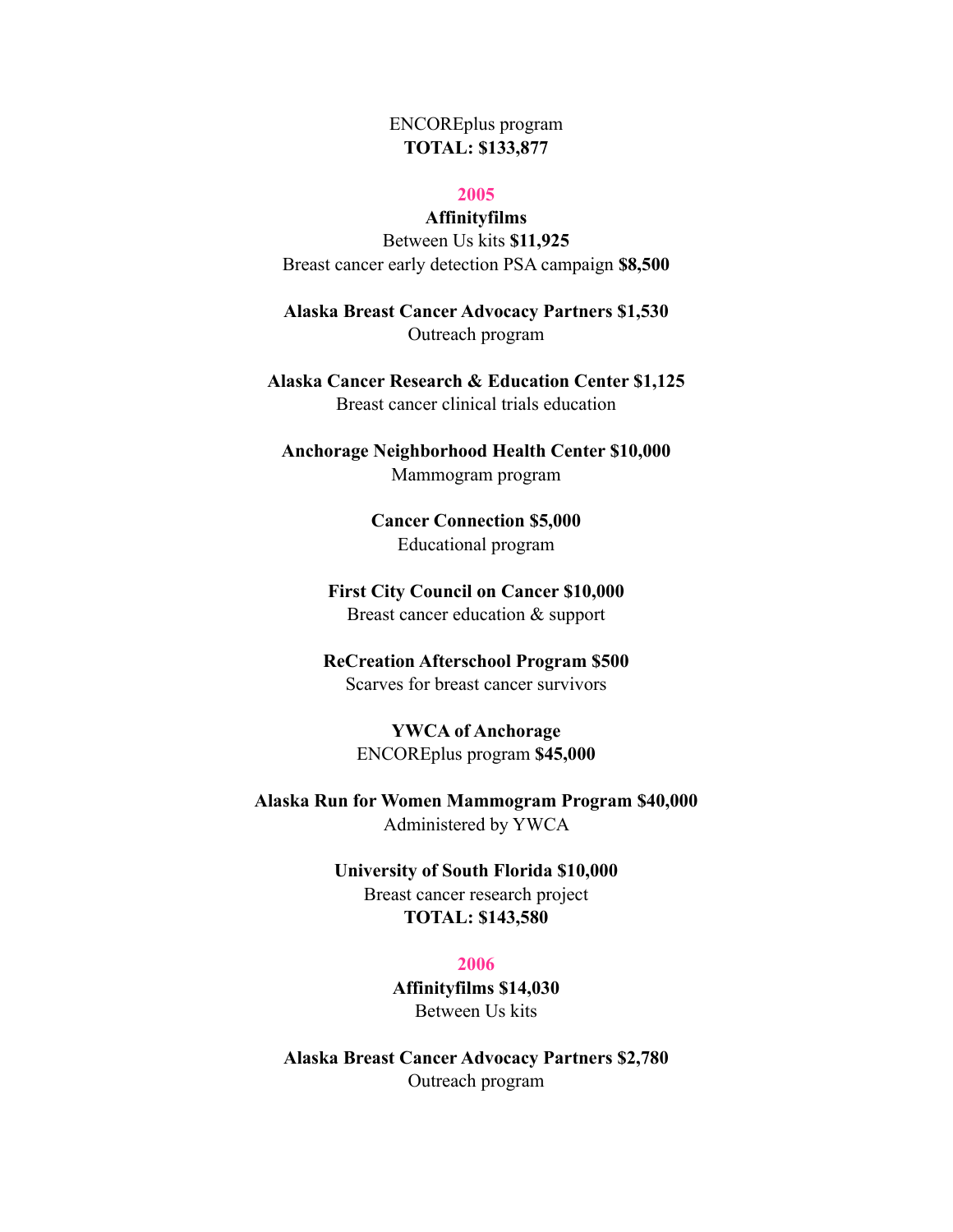ENCOREplus program
**TOTAL: $133,877**

## 2005

**Affinityfilms**
Between Us kits **$11,925**
Breast cancer early detection PSA campaign **$8,500**

**Alaska Breast Cancer Advocacy Partners $1,530**
Outreach program

**Alaska Cancer Research & Education Center $1,125**
Breast cancer clinical trials education

**Anchorage Neighborhood Health Center $10,000**
Mammogram program

**Cancer Connection $5,000**
Educational program

**First City Council on Cancer $10,000**
Breast cancer education & support

**ReCreation Afterschool Program $500**
Scarves for breast cancer survivors

**YWCA of Anchorage**
ENCOREplus program **$45,000**

**Alaska Run for Women Mammogram Program $40,000**
Administered by YWCA

**University of South Florida $10,000**
Breast cancer research project
**TOTAL: $143,580**

## 2006

**Affinityfilms $14,030**
Between Us kits

**Alaska Breast Cancer Advocacy Partners $2,780**
Outreach program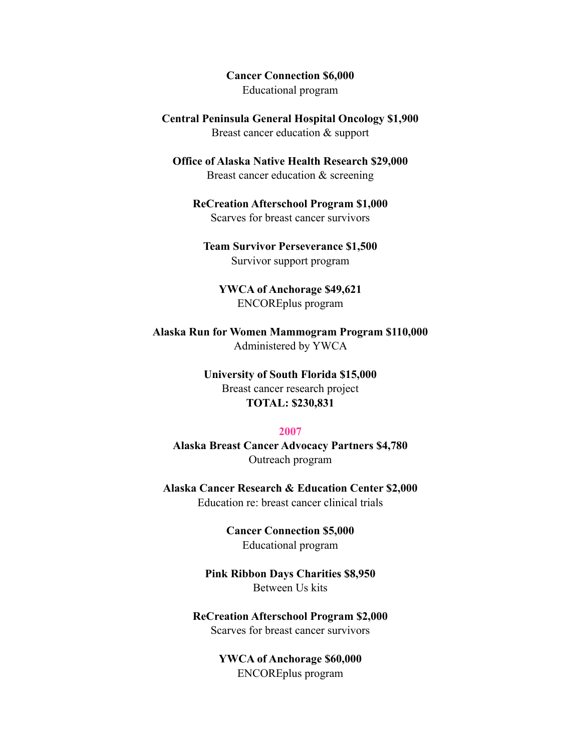**Cancer Connection $6,000**
Educational program

**Central Peninsula General Hospital Oncology $1,900**
Breast cancer education & support

**Office of Alaska Native Health Research $29,000**
Breast cancer education & screening

**ReCreation Afterschool Program $1,000**
Scarves for breast cancer survivors

**Team Survivor Perseverance $1,500**
Survivor support program

**YWCA of Anchorage $49,621**
ENCOREplus program

**Alaska Run for Women Mammogram Program $110,000**
Administered by YWCA

**University of South Florida $15,000**
Breast cancer research project
**TOTAL: $230,831**

## 2007

**Alaska Breast Cancer Advocacy Partners $4,780**
Outreach program

**Alaska Cancer Research & Education Center $2,000**
Education re: breast cancer clinical trials

**Cancer Connection $5,000**
Educational program

**Pink Ribbon Days Charities $8,950**
Between Us kits

**ReCreation Afterschool Program $2,000**
Scarves for breast cancer survivors

**YWCA of Anchorage $60,000**
ENCOREplus program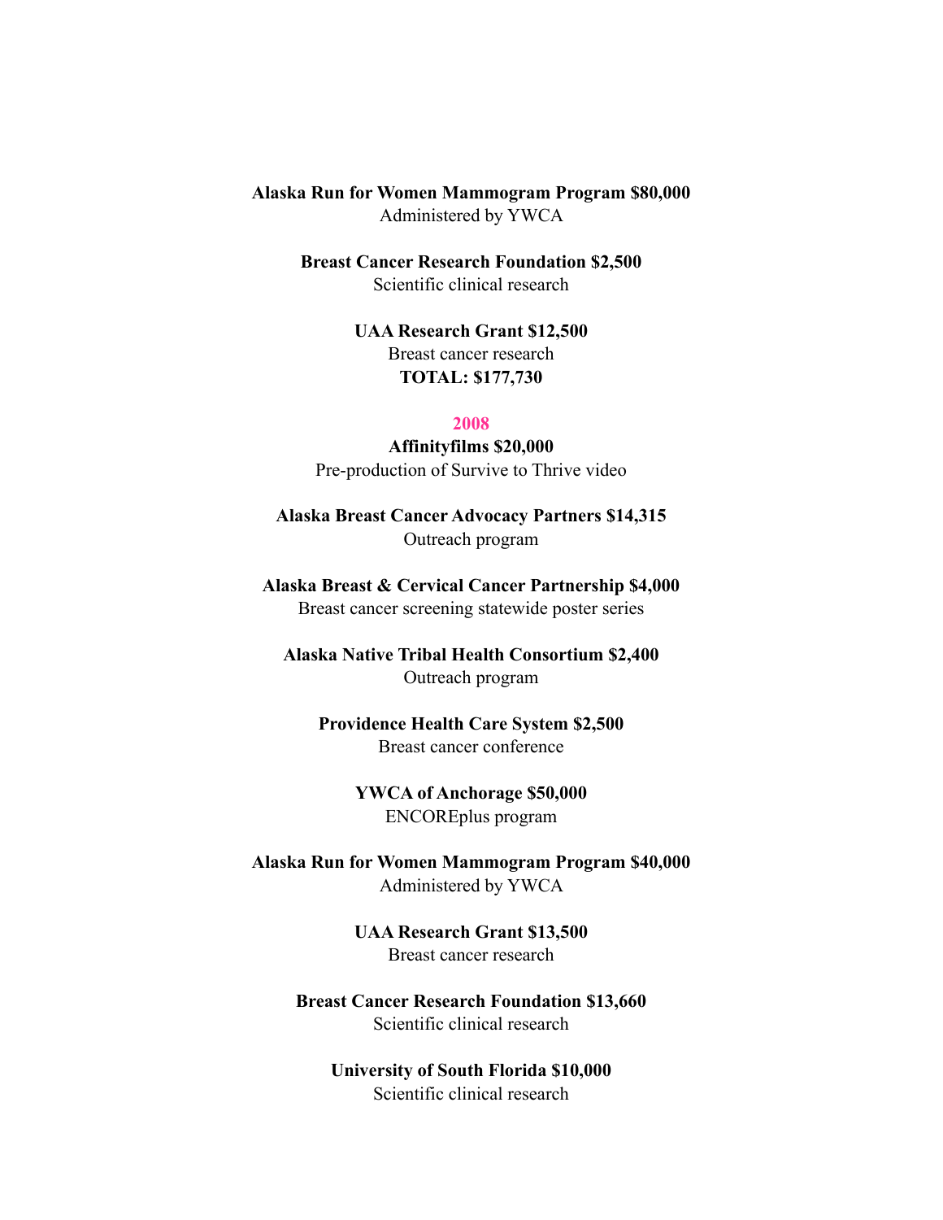**Alaska Run for Women Mammogram Program $80,000**
Administered by YWCA

**Breast Cancer Research Foundation $2,500**
Scientific clinical research

**UAA Research Grant $12,500**
Breast cancer research
**TOTAL: $177,730**

## 2008

**Affinityfilms $20,000**
Pre-production of Survive to Thrive video

**Alaska Breast Cancer Advocacy Partners $14,315**
Outreach program

**Alaska Breast & Cervical Cancer Partnership $4,000**
Breast cancer screening statewide poster series

**Alaska Native Tribal Health Consortium $2,400**
Outreach program

**Providence Health Care System $2,500**
Breast cancer conference

**YWCA of Anchorage $50,000**
ENCOREplus program

**Alaska Run for Women Mammogram Program $40,000**
Administered by YWCA

**UAA Research Grant $13,500**
Breast cancer research

**Breast Cancer Research Foundation $13,660**
Scientific clinical research

**University of South Florida $10,000**
Scientific clinical research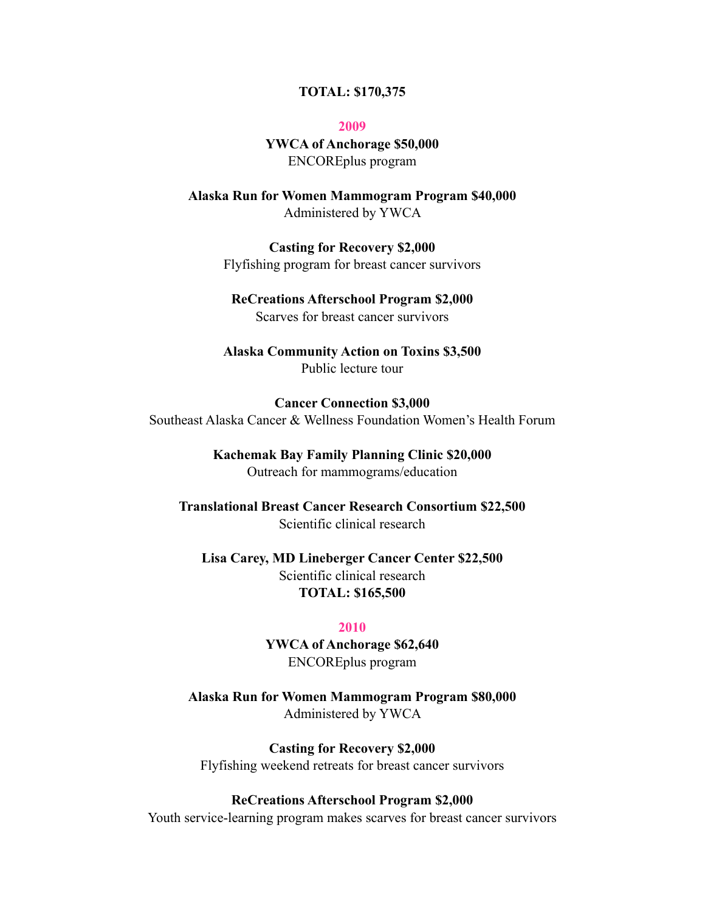**TOTAL: $170,375**

## 2009

**YWCA of Anchorage $50,000**
ENCOREplus program

**Alaska Run for Women Mammogram Program $40,000**
Administered by YWCA

**Casting for Recovery $2,000**
Flyfishing program for breast cancer survivors

**ReCreations Afterschool Program $2,000**
Scarves for breast cancer survivors

**Alaska Community Action on Toxins $3,500**
Public lecture tour

**Cancer Connection $3,000**
Southeast Alaska Cancer & Wellness Foundation Women's Health Forum

**Kachemak Bay Family Planning Clinic $20,000**
Outreach for mammograms/education

**Translational Breast Cancer Research Consortium $22,500**
Scientific clinical research

**Lisa Carey, MD Lineberger Cancer Center $22,500**
Scientific clinical research
**TOTAL: $165,500**

## 2010

**YWCA of Anchorage $62,640**
ENCOREplus program

**Alaska Run for Women Mammogram Program $80,000**
Administered by YWCA

**Casting for Recovery $2,000**
Flyfishing weekend retreats for breast cancer survivors

**ReCreations Afterschool Program $2,000**
Youth service-learning program makes scarves for breast cancer survivors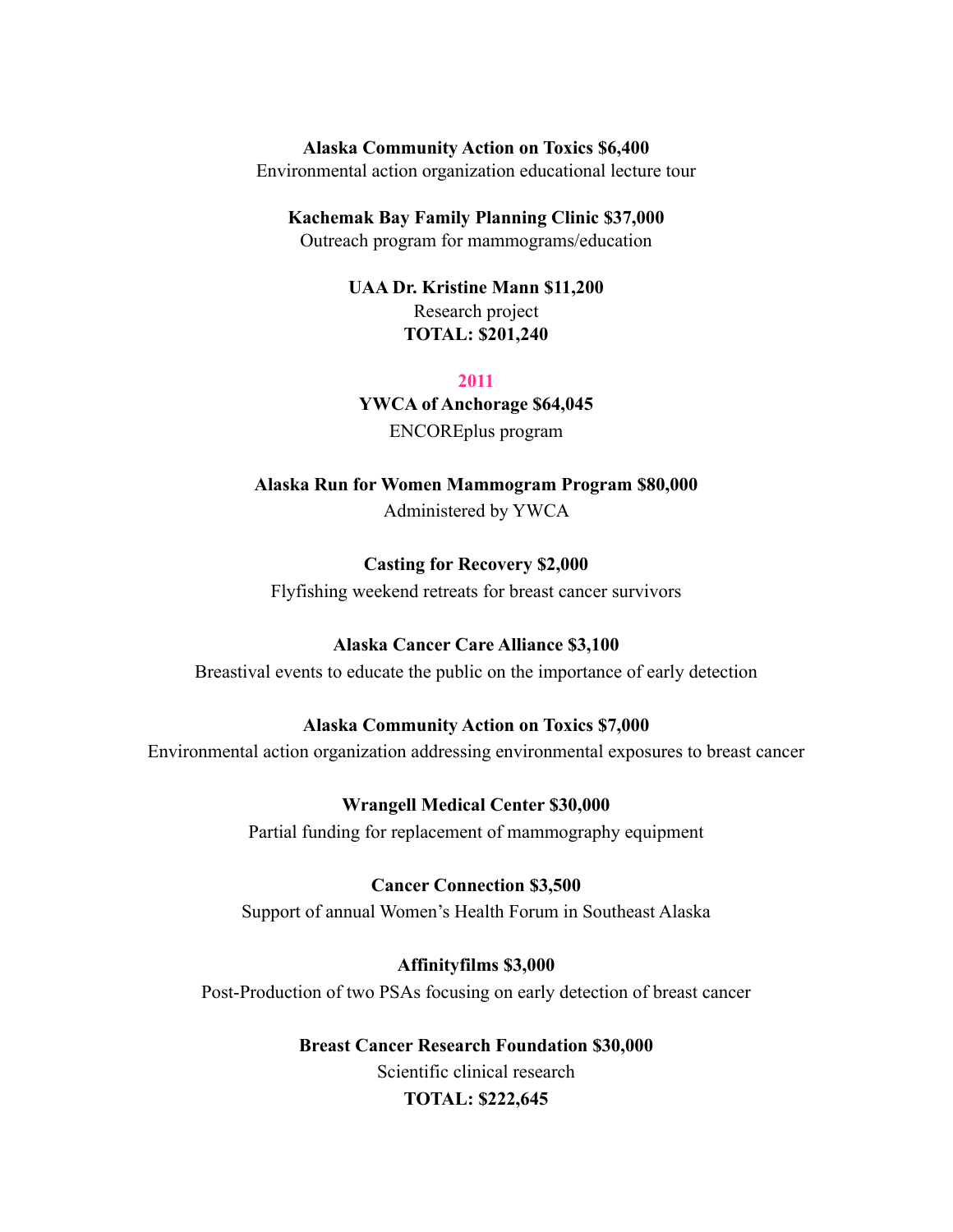**Alaska Community Action on Toxics $6,400**
Environmental action organization educational lecture tour

**Kachemak Bay Family Planning Clinic $37,000**
Outreach program for mammograms/education

**UAA Dr. Kristine Mann $11,200**
Research project
**TOTAL: $201,240**

## 2011

**YWCA of Anchorage $64,045**
ENCOREplus program

**Alaska Run for Women Mammogram Program $80,000**
Administered by YWCA

**Casting for Recovery $2,000**
Flyfishing weekend retreats for breast cancer survivors

**Alaska Cancer Care Alliance $3,100**
Breastival events to educate the public on the importance of early detection

**Alaska Community Action on Toxics $7,000**
Environmental action organization addressing environmental exposures to breast cancer

**Wrangell Medical Center $30,000**
Partial funding for replacement of mammography equipment

**Cancer Connection $3,500**
Support of annual Women's Health Forum in Southeast Alaska

**Affinityfilms $3,000**
Post-Production of two PSAs focusing on early detection of breast cancer

**Breast Cancer Research Foundation $30,000**
Scientific clinical research
**TOTAL: $222,645**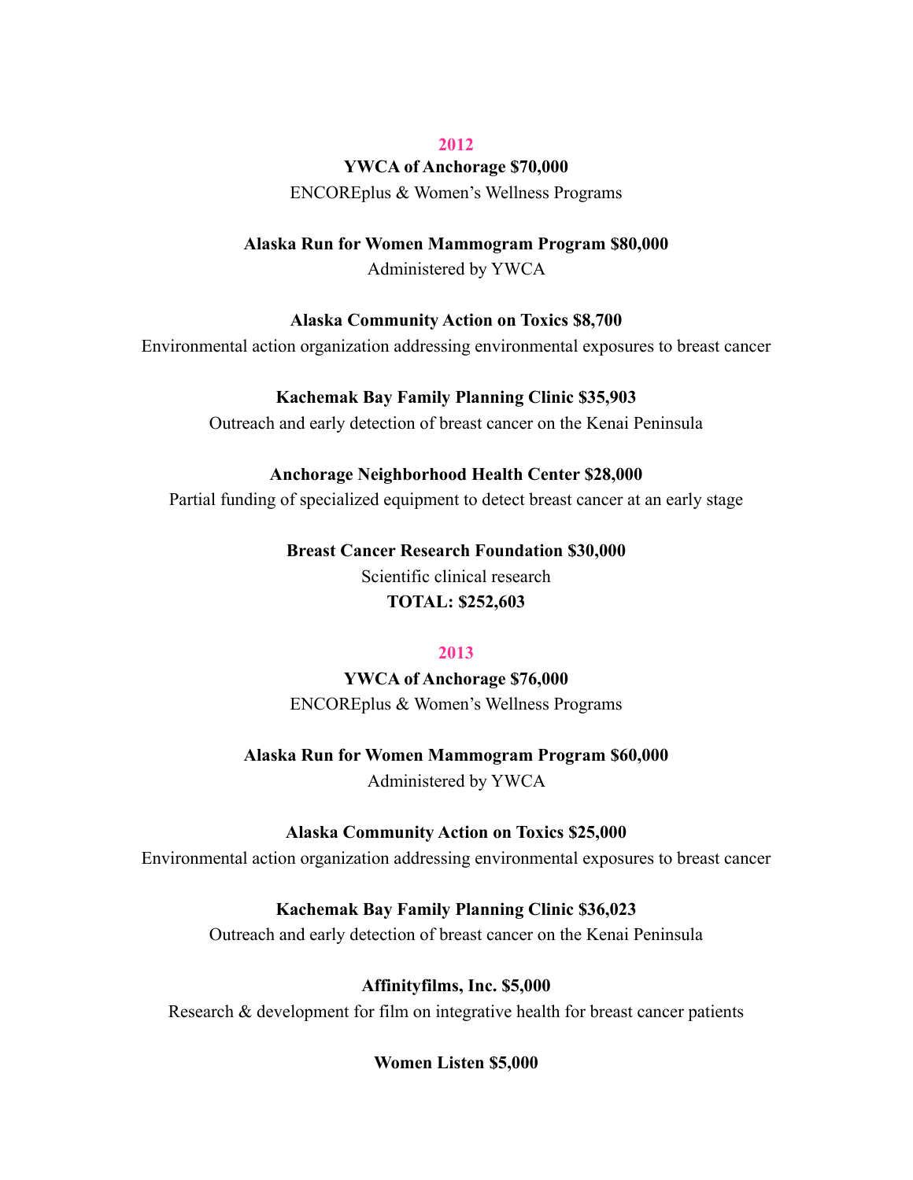## 2012

**YWCA of Anchorage $70,000**

ENCOREplus & Women's Wellness Programs

**Alaska Run for Women Mammogram Program $80,000**

Administered by YWCA

**Alaska Community Action on Toxics $8,700**

Environmental action organization addressing environmental exposures to breast cancer

**Kachemak Bay Family Planning Clinic $35,903**

Outreach and early detection of breast cancer on the Kenai Peninsula

**Anchorage Neighborhood Health Center $28,000**

Partial funding of specialized equipment to detect breast cancer at an early stage

**Breast Cancer Research Foundation $30,000**

Scientific clinical research

**TOTAL: $252,603**

## 2013

**YWCA of Anchorage $76,000**

ENCOREplus & Women's Wellness Programs

**Alaska Run for Women Mammogram Program $60,000**

Administered by YWCA

**Alaska Community Action on Toxics $25,000**

Environmental action organization addressing environmental exposures to breast cancer

**Kachemak Bay Family Planning Clinic $36,023**

Outreach and early detection of breast cancer on the Kenai Peninsula

**Affinityfilms, Inc. $5,000**

Research & development for film on integrative health for breast cancer patients

**Women Listen $5,000**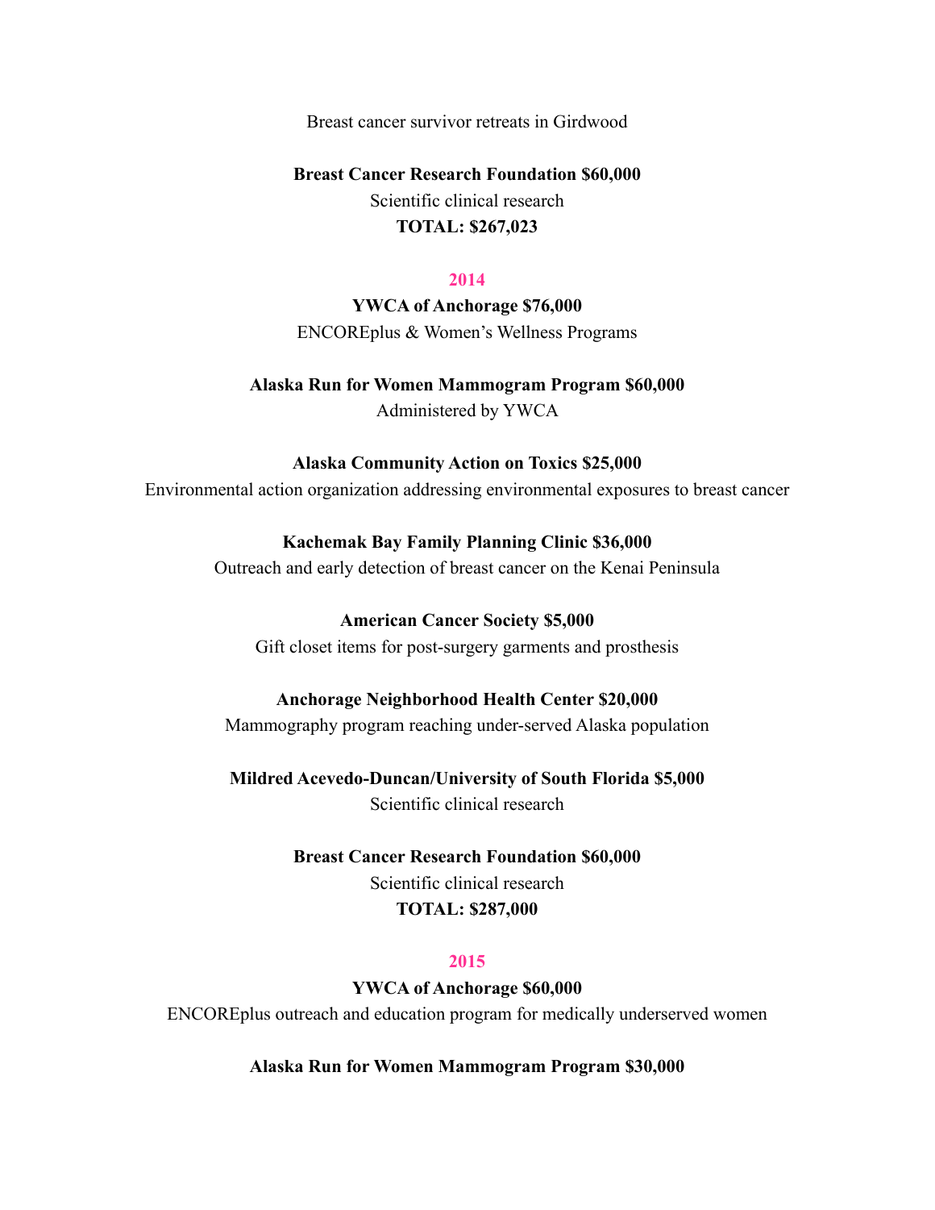Breast cancer survivor retreats in Girdwood

**Breast Cancer Research Foundation $60,000**

Scientific clinical research

**TOTAL: $267,023**

## 2014

**YWCA of Anchorage $76,000**

ENCOREplus & Women's Wellness Programs

**Alaska Run for Women Mammogram Program $60,000**

Administered by YWCA

**Alaska Community Action on Toxics $25,000**

Environmental action organization addressing environmental exposures to breast cancer

**Kachemak Bay Family Planning Clinic $36,000**

Outreach and early detection of breast cancer on the Kenai Peninsula

**American Cancer Society $5,000**

Gift closet items for post-surgery garments and prosthesis

**Anchorage Neighborhood Health Center $20,000**

Mammography program reaching under-served Alaska population

**Mildred Acevedo-Duncan/University of South Florida $5,000**

Scientific clinical research

**Breast Cancer Research Foundation $60,000**

Scientific clinical research

**TOTAL: $287,000**

## 2015

**YWCA of Anchorage $60,000**

ENCOREplus outreach and education program for medically underserved women

**Alaska Run for Women Mammogram Program $30,000**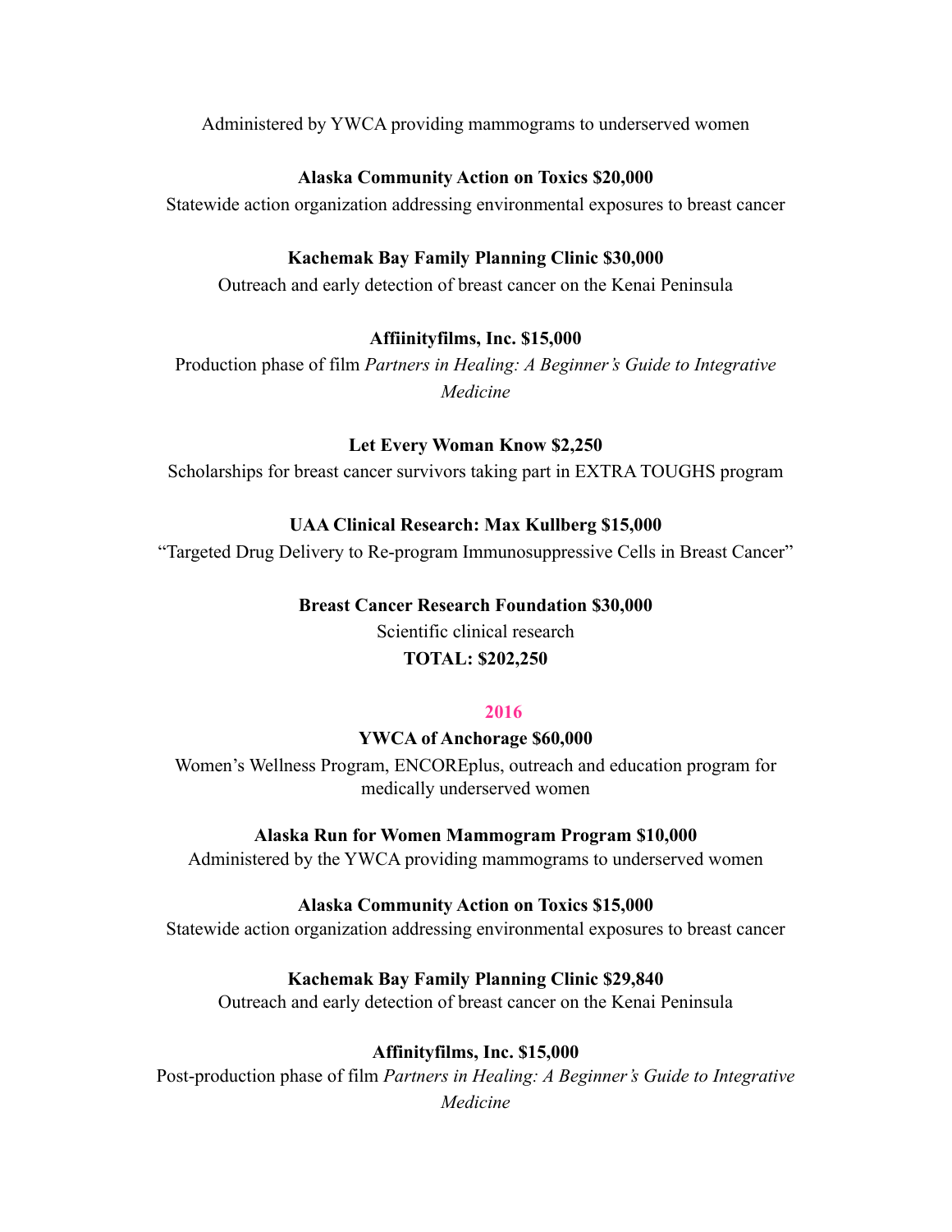Administered by YWCA providing mammograms to underserved women

**Alaska Community Action on Toxics $20,000**

Statewide action organization addressing environmental exposures to breast cancer

**Kachemak Bay Family Planning Clinic $30,000**

Outreach and early detection of breast cancer on the Kenai Peninsula

**Affiinityfilms, Inc. $15,000**

Production phase of film *Partners in Healing: A Beginner's Guide to Integrative Medicine*

**Let Every Woman Know $2,250**

Scholarships for breast cancer survivors taking part in EXTRA TOUGHS program

**UAA Clinical Research: Max Kullberg $15,000**

"Targeted Drug Delivery to Re-program Immunosuppressive Cells in Breast Cancer"

**Breast Cancer Research Foundation $30,000**

Scientific clinical research

**TOTAL: $202,250**

## 2016

**YWCA of Anchorage $60,000**

Women's Wellness Program, ENCOREplus, outreach and education program for medically underserved women

**Alaska Run for Women Mammogram Program $10,000**

Administered by the YWCA providing mammograms to underserved women

**Alaska Community Action on Toxics $15,000**

Statewide action organization addressing environmental exposures to breast cancer

**Kachemak Bay Family Planning Clinic $29,840**

Outreach and early detection of breast cancer on the Kenai Peninsula

**Affinityfilms, Inc. $15,000**

Post-production phase of film *Partners in Healing: A Beginner's Guide to Integrative Medicine*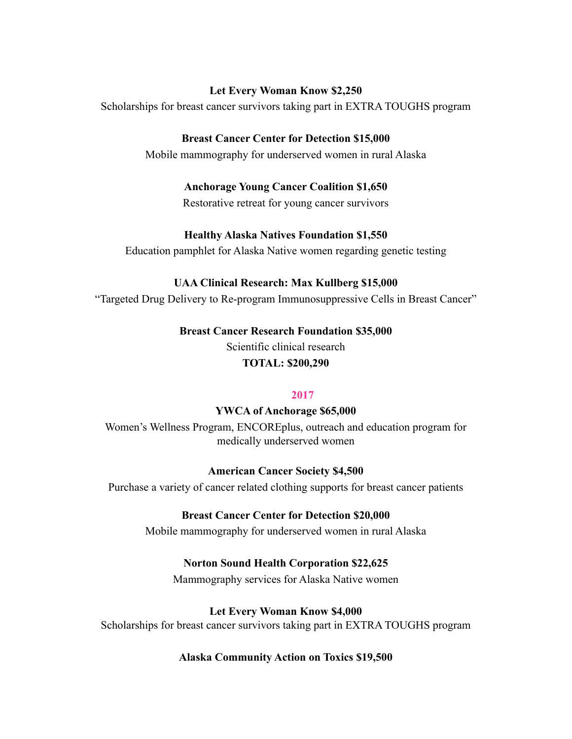**Let Every Woman Know $2,250**

Scholarships for breast cancer survivors taking part in EXTRA TOUGHS program

**Breast Cancer Center for Detection $15,000**

Mobile mammography for underserved women in rural Alaska

**Anchorage Young Cancer Coalition $1,650**

Restorative retreat for young cancer survivors

**Healthy Alaska Natives Foundation $1,550**

Education pamphlet for Alaska Native women regarding genetic testing

**UAA Clinical Research: Max Kullberg $15,000**

"Targeted Drug Delivery to Re-program Immunosuppressive Cells in Breast Cancer"

**Breast Cancer Research Foundation $35,000**

Scientific clinical research

**TOTAL: $200,290**

## 2017

**YWCA of Anchorage $65,000**

Women's Wellness Program, ENCOREplus, outreach and education program for medically underserved women

**American Cancer Society $4,500**

Purchase a variety of cancer related clothing supports for breast cancer patients

**Breast Cancer Center for Detection $20,000**

Mobile mammography for underserved women in rural Alaska

**Norton Sound Health Corporation $22,625**

Mammography services for Alaska Native women

**Let Every Woman Know $4,000**

Scholarships for breast cancer survivors taking part in EXTRA TOUGHS program

**Alaska Community Action on Toxics $19,500**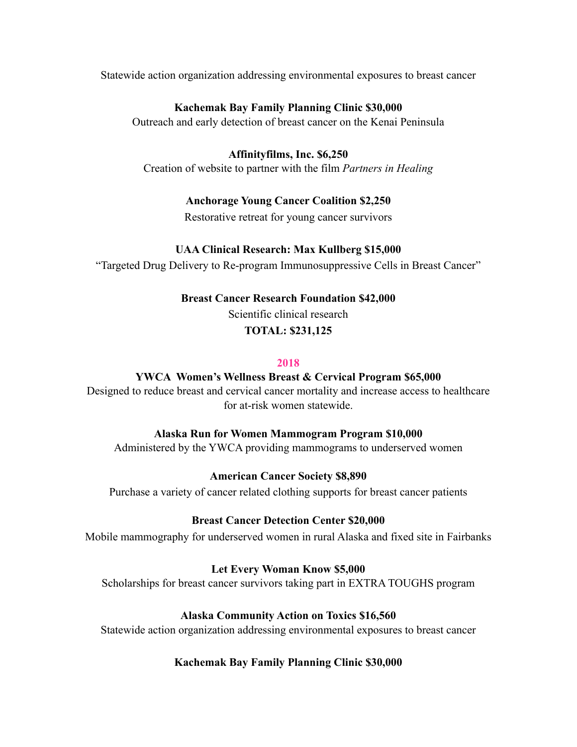Statewide action organization addressing environmental exposures to breast cancer

**Kachemak Bay Family Planning Clinic $30,000**
Outreach and early detection of breast cancer on the Kenai Peninsula

**Affinityfilms, Inc. $6,250**
Creation of website to partner with the film *Partners in Healing*

**Anchorage Young Cancer Coalition $2,250**
Restorative retreat for young cancer survivors

**UAA Clinical Research: Max Kullberg $15,000**
"Targeted Drug Delivery to Re-program Immunosuppressive Cells in Breast Cancer"

**Breast Cancer Research Foundation $42,000**
Scientific clinical research
**TOTAL: $231,125**

## 2018

**YWCA Women's Wellness Breast & Cervical Program $65,000**
Designed to reduce breast and cervical cancer mortality and increase access to healthcare for at-risk women statewide.

**Alaska Run for Women Mammogram Program $10,000**
Administered by the YWCA providing mammograms to underserved women

**American Cancer Society $8,890**
Purchase a variety of cancer related clothing supports for breast cancer patients

**Breast Cancer Detection Center $20,000**
Mobile mammography for underserved women in rural Alaska and fixed site in Fairbanks

**Let Every Woman Know $5,000**
Scholarships for breast cancer survivors taking part in EXTRA TOUGHS program

**Alaska Community Action on Toxics $16,560**
Statewide action organization addressing environmental exposures to breast cancer

**Kachemak Bay Family Planning Clinic $30,000**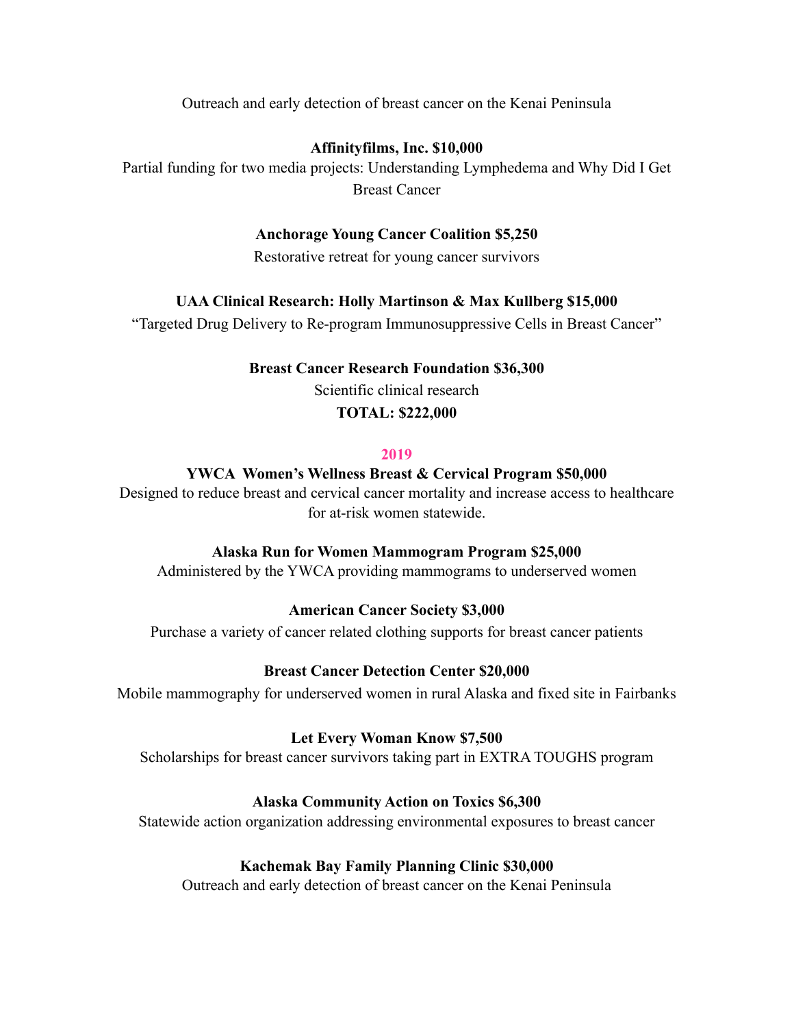Outreach and early detection of breast cancer on the Kenai Peninsula

**Affinityfilms, Inc. $10,000**

Partial funding for two media projects: Understanding Lymphedema and Why Did I Get Breast Cancer

**Anchorage Young Cancer Coalition $5,250**

Restorative retreat for young cancer survivors

**UAA Clinical Research: Holly Martinson & Max Kullberg $15,000**

"Targeted Drug Delivery to Re-program Immunosuppressive Cells in Breast Cancer"

**Breast Cancer Research Foundation $36,300**

Scientific clinical research

**TOTAL: $222,000**

## 2019

**YWCA Women's Wellness Breast & Cervical Program $50,000**

Designed to reduce breast and cervical cancer mortality and increase access to healthcare for at-risk women statewide.

**Alaska Run for Women Mammogram Program $25,000**

Administered by the YWCA providing mammograms to underserved women

**American Cancer Society $3,000**

Purchase a variety of cancer related clothing supports for breast cancer patients

**Breast Cancer Detection Center $20,000**

Mobile mammography for underserved women in rural Alaska and fixed site in Fairbanks

**Let Every Woman Know $7,500**

Scholarships for breast cancer survivors taking part in EXTRA TOUGHS program

**Alaska Community Action on Toxics $6,300**

Statewide action organization addressing environmental exposures to breast cancer

**Kachemak Bay Family Planning Clinic $30,000**

Outreach and early detection of breast cancer on the Kenai Peninsula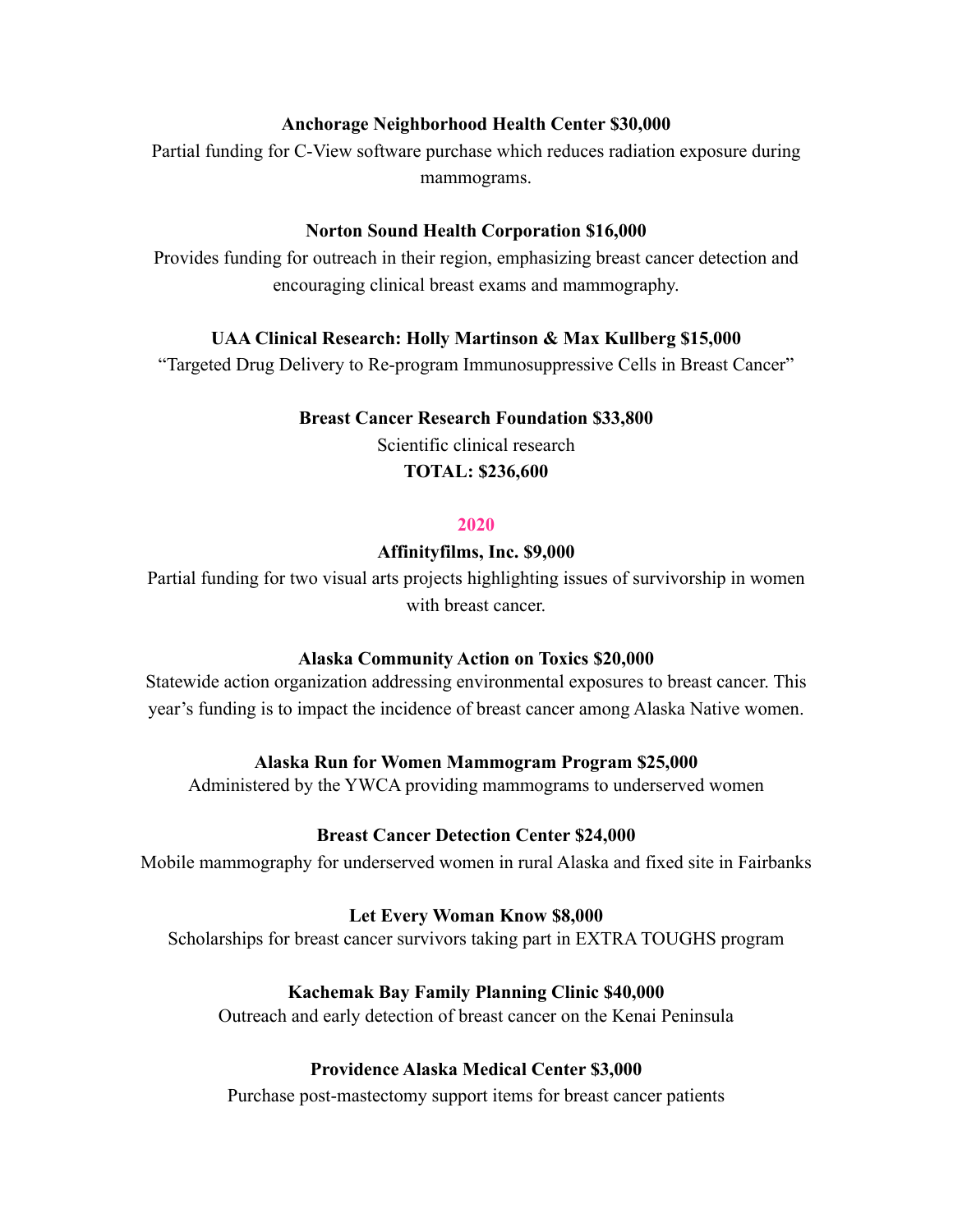**Anchorage Neighborhood Health Center $30,000**

Partial funding for C-View software purchase which reduces radiation exposure during mammograms.

**Norton Sound Health Corporation $16,000**

Provides funding for outreach in their region, emphasizing breast cancer detection and encouraging clinical breast exams and mammography.

**UAA Clinical Research: Holly Martinson & Max Kullberg $15,000**

"Targeted Drug Delivery to Re-program Immunosuppressive Cells in Breast Cancer"

**Breast Cancer Research Foundation $33,800**

Scientific clinical research

**TOTAL: $236,600**

## 2020

**Affinityfilms, Inc. $9,000**

Partial funding for two visual arts projects highlighting issues of survivorship in women with breast cancer.

**Alaska Community Action on Toxics $20,000**

Statewide action organization addressing environmental exposures to breast cancer. This year's funding is to impact the incidence of breast cancer among Alaska Native women.

**Alaska Run for Women Mammogram Program $25,000**

Administered by the YWCA providing mammograms to underserved women

**Breast Cancer Detection Center $24,000**

Mobile mammography for underserved women in rural Alaska and fixed site in Fairbanks

**Let Every Woman Know $8,000**

Scholarships for breast cancer survivors taking part in EXTRA TOUGHS program

**Kachemak Bay Family Planning Clinic $40,000**

Outreach and early detection of breast cancer on the Kenai Peninsula

**Providence Alaska Medical Center $3,000**

Purchase post-mastectomy support items for breast cancer patients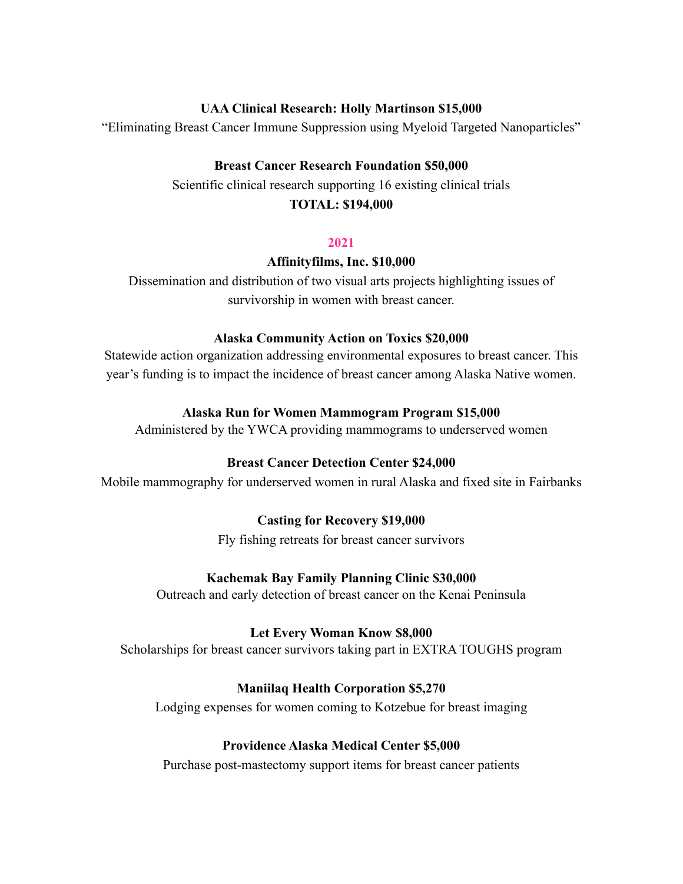**UAA Clinical Research: Holly Martinson $15,000**

"Eliminating Breast Cancer Immune Suppression using Myeloid Targeted Nanoparticles"

**Breast Cancer Research Foundation $50,000**

Scientific clinical research supporting 16 existing clinical trials

**TOTAL: $194,000**

## 2021

**Affinityfilms, Inc. $10,000**

Dissemination and distribution of two visual arts projects highlighting issues of survivorship in women with breast cancer.

**Alaska Community Action on Toxics $20,000**

Statewide action organization addressing environmental exposures to breast cancer. This year's funding is to impact the incidence of breast cancer among Alaska Native women.

**Alaska Run for Women Mammogram Program $15,000**

Administered by the YWCA providing mammograms to underserved women

**Breast Cancer Detection Center $24,000**

Mobile mammography for underserved women in rural Alaska and fixed site in Fairbanks

**Casting for Recovery $19,000**

Fly fishing retreats for breast cancer survivors

**Kachemak Bay Family Planning Clinic $30,000**

Outreach and early detection of breast cancer on the Kenai Peninsula

**Let Every Woman Know $8,000**

Scholarships for breast cancer survivors taking part in EXTRA TOUGHS program

**Maniilaq Health Corporation $5,270**

Lodging expenses for women coming to Kotzebue for breast imaging

**Providence Alaska Medical Center $5,000**

Purchase post-mastectomy support items for breast cancer patients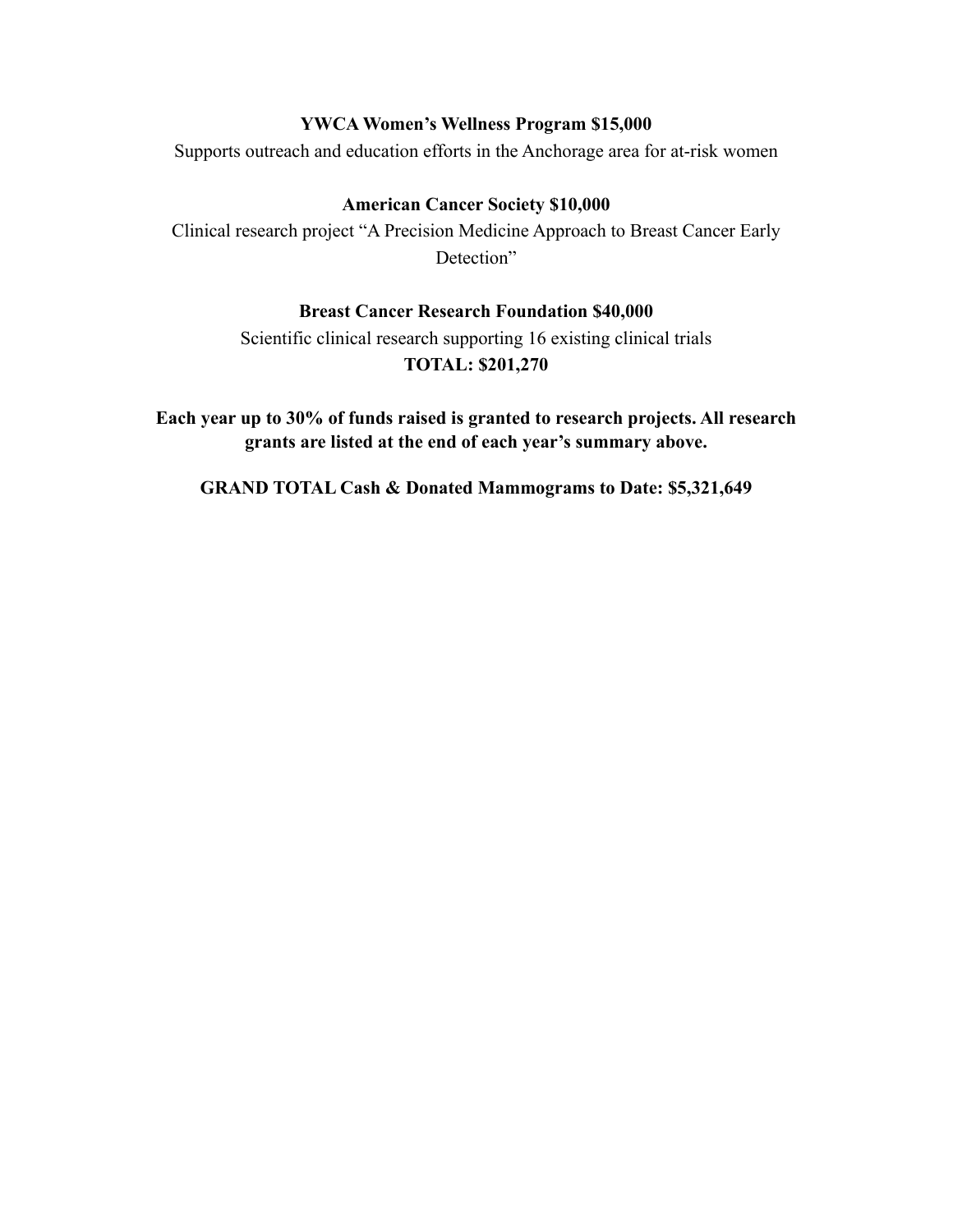**YWCA Women's Wellness Program $15,000**

Supports outreach and education efforts in the Anchorage area for at-risk women

**American Cancer Society $10,000**

Clinical research project "A Precision Medicine Approach to Breast Cancer Early Detection"

**Breast Cancer Research Foundation $40,000**

Scientific clinical research supporting 16 existing clinical trials

**TOTAL: $201,270**

**Each year up to 30% of funds raised is granted to research projects. All research grants are listed at the end of each year's summary above.**

**GRAND TOTAL Cash & Donated Mammograms to Date: $5,321,649**